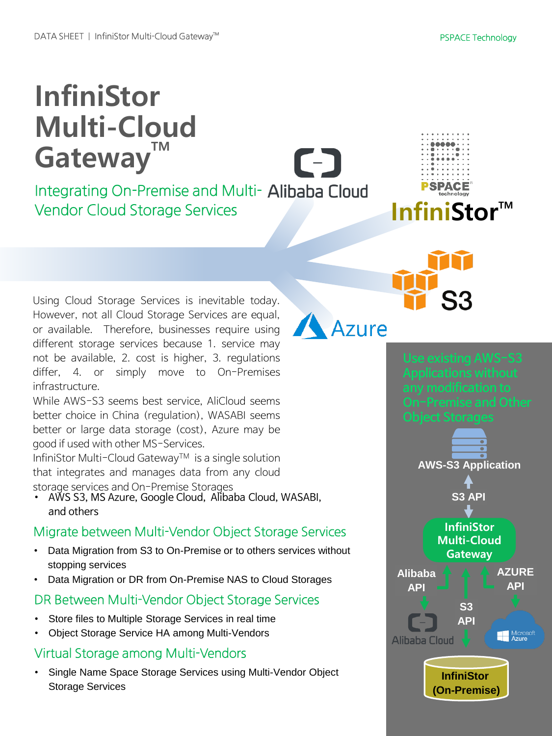# InfiniStor Multi-Cloud Gateway™

## Integrating On-Premise and Multi-Vendor Cloud Storage Services

Using Cloud Storage Services is inevitable today. However, not all Cloud Storage Services are equal, or available. Therefore, businesses require using different storage services because 1. service may not be available, 2. cost is higher, 3. regulations differ, 4. or simply move to On-Premises infrastructure.

While AWS-S3 seems best service, AliCloud seems better choice in China (regulation), WASABI seems better or large data storage (cost), Azure may be good if used with other MS-Services.

InfiniStor Multi-Cloud Gateway™ is a single solution that integrates and manages data from any cloud storage services and On-Premise Storages

- AWS S3, MS Azure, Google Cloud, Alibaba Cloud, WASABI, and others

## Migrate between Multi-Vendor Object Storage Services

- Data Migration from S3 to On-Premise or to others services without stopping services
- Data Migration or DR from On-Premise NAS to Cloud Storages

## DR Between Multi-Vendor Object Storage Services

- Store files to Multiple Storage Services in real time
- Object Storage Service HA among Multi-Vendors

## Virtual Storage among Multi-Vendors

- Single Name Space Storage Services using Multi-Vendor Object Storage Services

**Use existing AWS-S3 Applications without any modification to On-Premise and Other Object Storages**

AWS-S3 Application

S3 API

InfiniStor Multi-Cloud Gateway

Alibaba API | S3 API | AZURE API

Alibaba Cloud | Microsoft Azure

InfiniStor (On-Premise)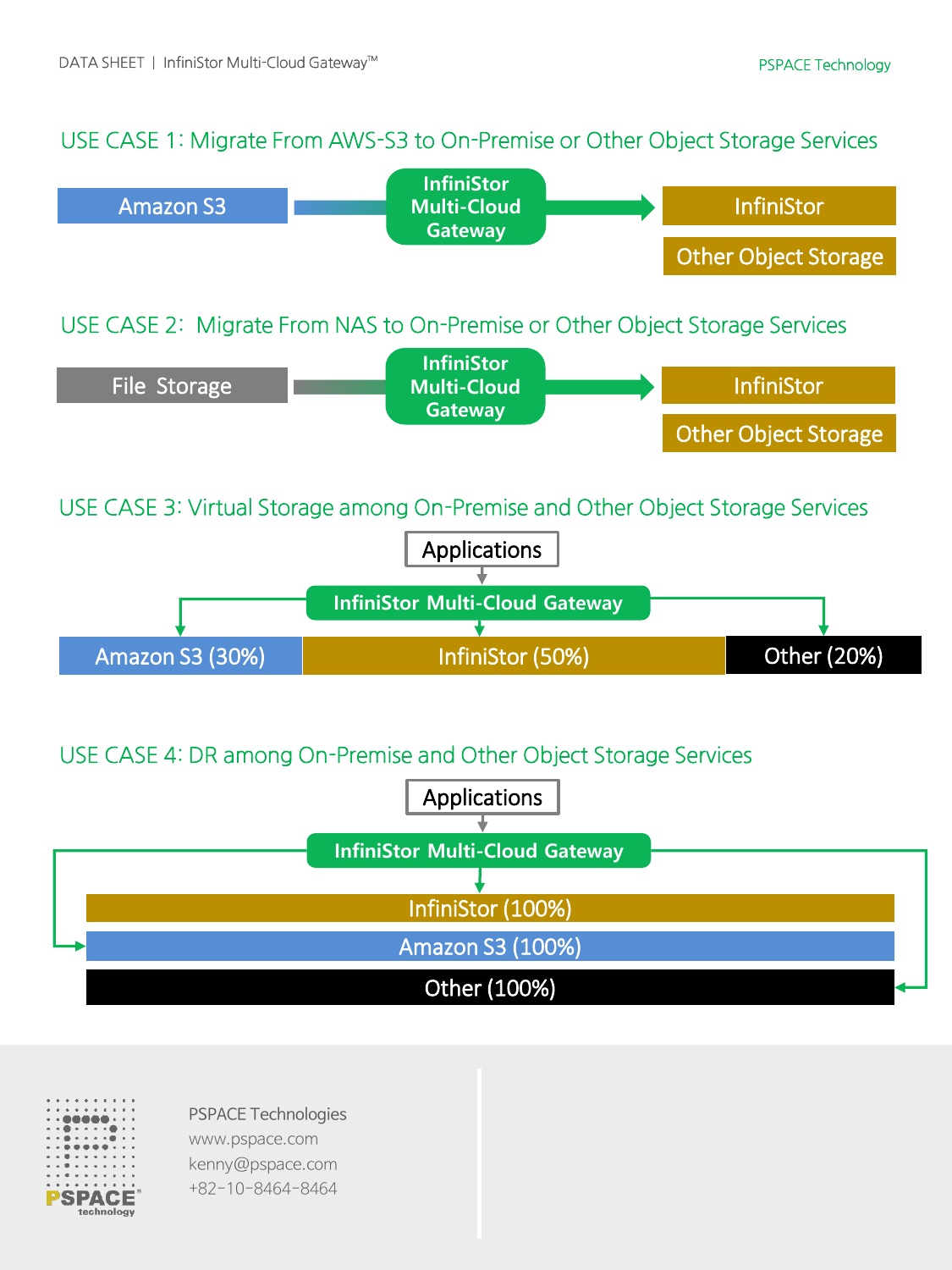## USE CASE 1: Migrate From AWS-S3 to On-Premise or Other Object Storage Services

Amazon S3

InfiniStor Multi-Cloud Gateway

InfiniStor

Other Object Storage

## USE CASE 2: Migrate From NAS to On-Premise or Other Object Storage Services

File Storage

InfiniStor Multi-Cloud Gateway

InfiniStor

Other Object Storage

## USE CASE 3: Virtual Storage among On-Premise and Other Object Storage Services

Applications

InfiniStor Multi-Cloud Gateway

Amazon S3 (30%)

InfiniStor (50%)

Other (20%)

## USE CASE 4: DR among On-Premise and Other Object Storage Services

Applications

InfiniStor Multi-Cloud Gateway

InfiniStor (100%)

Amazon S3 (100%)

Other (100%)

PSPACE technology

PSPACE Technologies
www.pspace.com
kenny@pspace.com
+82-10-8464-8464